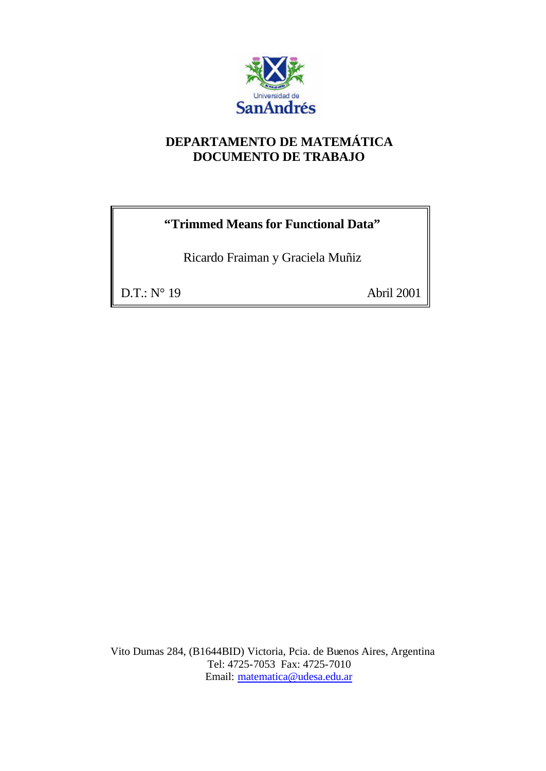Universidad de
SanAndrés

# DEPARTAMENTO DE MATEMÁTICA
# DOCUMENTO DE TRABAJO

**"Trimmed Means for Functional Data"**

Ricardo Fraiman y Graciela Muñiz

D.T.: N° 19

Abril 2001

Vito Dumas 284, (B1644BID) Victoria, Pcia. de Buenos Aires, Argentina
Tel: 4725-7053 Fax: 4725-7010
Email: matematica@udesa.edu.ar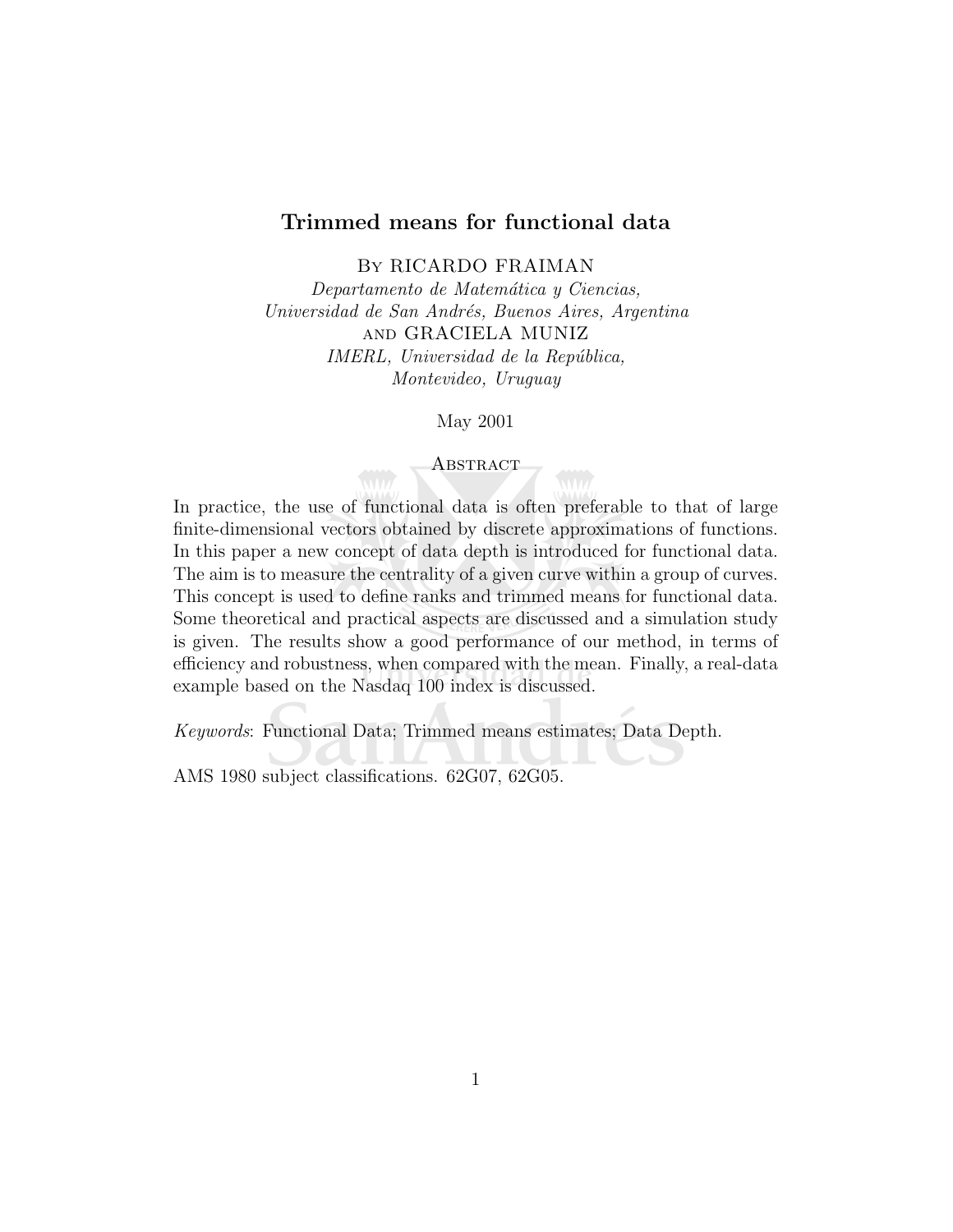# Trimmed means for functional data

By RICARDO FRAIMAN

*Departamento de Matemática y Ciencias,*
*Universidad de San Andrés, Buenos Aires, Argentina*

AND GRACIELA MUNIZ

*IMERL, Universidad de la República,*
*Montevideo, Uruguay*

May 2001

## Abstract

In practice, the use of functional data is often preferable to that of large finite-dimensional vectors obtained by discrete approximations of functions. In this paper a new concept of data depth is introduced for functional data. The aim is to measure the centrality of a given curve within a group of curves. This concept is used to define ranks and trimmed means for functional data. Some theoretical and practical aspects are discussed and a simulation study is given. The results show a good performance of our method, in terms of efficiency and robustness, when compared with the mean. Finally, a real-data example based on the Nasdaq 100 index is discussed.

*Keywords*: Functional Data; Trimmed means estimates; Data Depth.

AMS 1980 subject classifications. 62G07, 62G05.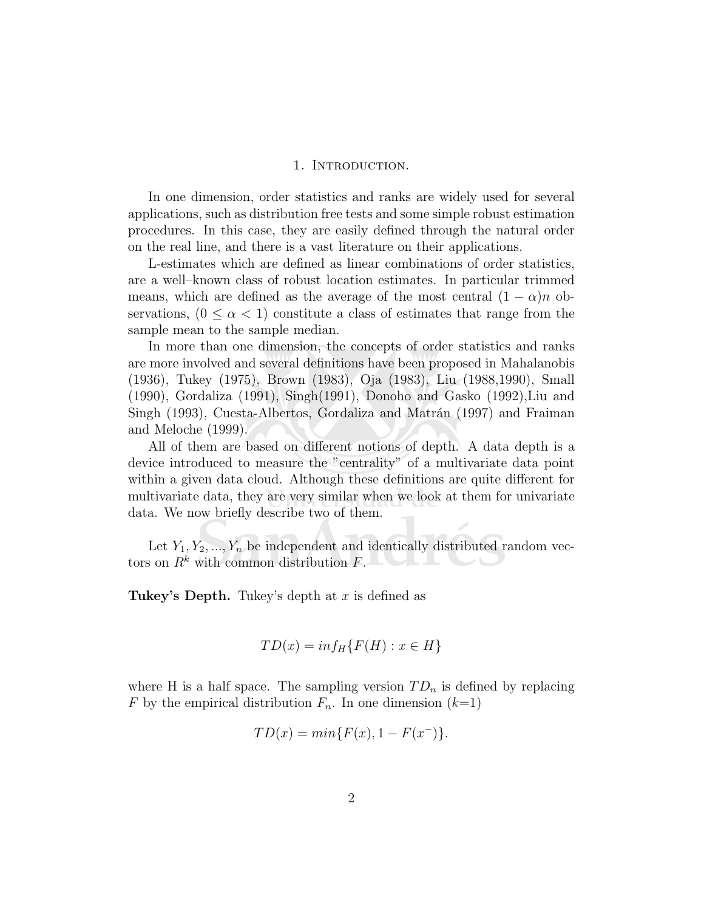## 1. Introduction.

In one dimension, order statistics and ranks are widely used for several applications, such as distribution free tests and some simple robust estimation procedures. In this case, they are easily defined through the natural order on the real line, and there is a vast literature on their applications.

L-estimates which are defined as linear combinations of order statistics, are a well–known class of robust location estimates. In particular trimmed means, which are defined as the average of the most central $(1 - \alpha)n$ observations, $(0 \leq \alpha < 1)$ constitute a class of estimates that range from the sample mean to the sample median.

In more than one dimension, the concepts of order statistics and ranks are more involved and several definitions have been proposed in Mahalanobis (1936), Tukey (1975), Brown (1983), Oja (1983), Liu (1988,1990), Small (1990), Gordaliza (1991), Singh(1991), Donoho and Gasko (1992),Liu and Singh (1993), Cuesta-Albertos, Gordaliza and Matrán (1997) and Fraiman and Meloche (1999).

All of them are based on different notions of depth. A data depth is a device introduced to measure the "centrality" of a multivariate data point within a given data cloud. Although these definitions are quite different for multivariate data, they are very similar when we look at them for univariate data. We now briefly describe two of them.

Let $Y_1, Y_2, ..., Y_n$ be independent and identically distributed random vectors on $R^k$ with common distribution $F$.

**Tukey's Depth.** Tukey's depth at $x$ is defined as

$$TD(x) = inf_H\{F(H) : x \in H\}$$

where H is a half space. The sampling version $TD_n$ is defined by replacing $F$ by the empirical distribution $F_n$. In one dimension ($k$=1)

$$TD(x) = min\{F(x), 1 - F(x^-)\}.$$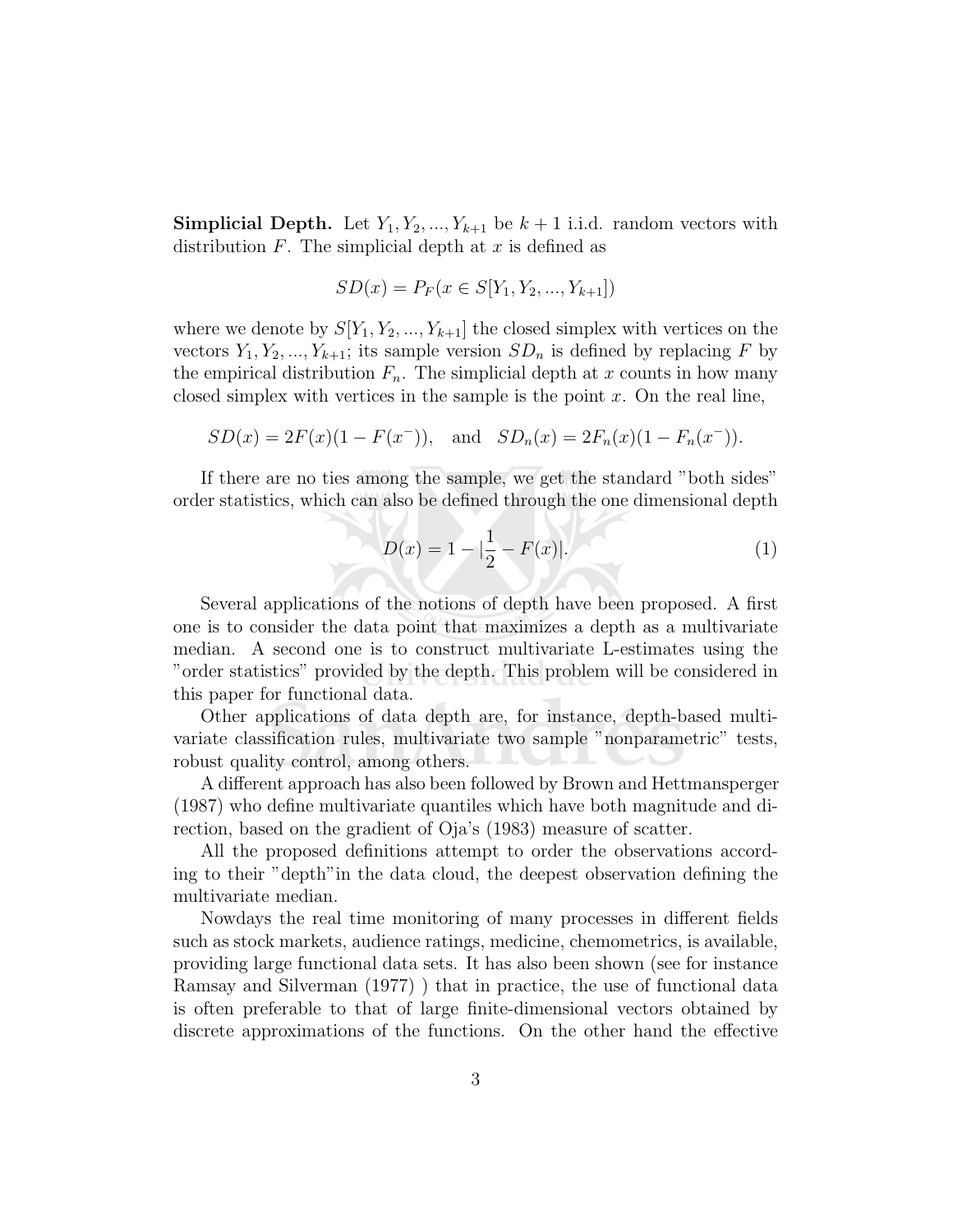**Simplicial Depth.** Let $Y_1, Y_2, ..., Y_{k+1}$ be $k+1$ i.i.d. random vectors with distribution $F$. The simplicial depth at $x$ is defined as

$$SD(x) = P_F(x \in S[Y_1, Y_2, ..., Y_{k+1}])$$

where we denote by $S[Y_1, Y_2, ..., Y_{k+1}]$ the closed simplex with vertices on the vectors $Y_1, Y_2, ..., Y_{k+1}$; its sample version $SD_n$ is defined by replacing $F$ by the empirical distribution $F_n$. The simplicial depth at $x$ counts in how many closed simplex with vertices in the sample is the point $x$. On the real line,

$$SD(x) = 2F(x)(1 - F(x^-)), \quad \text{and} \quad SD_n(x) = 2F_n(x)(1 - F_n(x^-)).$$

If there are no ties among the sample, we get the standard "both sides" order statistics, which can also be defined through the one dimensional depth

$$D(x) = 1 - |\frac{1}{2} - F(x)|. \tag{1}$$

Several applications of the notions of depth have been proposed. A first one is to consider the data point that maximizes a depth as a multivariate median. A second one is to construct multivariate L-estimates using the "order statistics" provided by the depth. This problem will be considered in this paper for functional data.

Other applications of data depth are, for instance, depth-based multivariate classification rules, multivariate two sample "nonparametric" tests, robust quality control, among others.

A different approach has also been followed by Brown and Hettmansperger (1987) who define multivariate quantiles which have both magnitude and direction, based on the gradient of Oja's (1983) measure of scatter.

All the proposed definitions attempt to order the observations according to their "depth"in the data cloud, the deepest observation defining the multivariate median.

Nowdays the real time monitoring of many processes in different fields such as stock markets, audience ratings, medicine, chemometrics, is available, providing large functional data sets. It has also been shown (see for instance Ramsay and Silverman (1977) ) that in practice, the use of functional data is often preferable to that of large finite-dimensional vectors obtained by discrete approximations of the functions. On the other hand the effective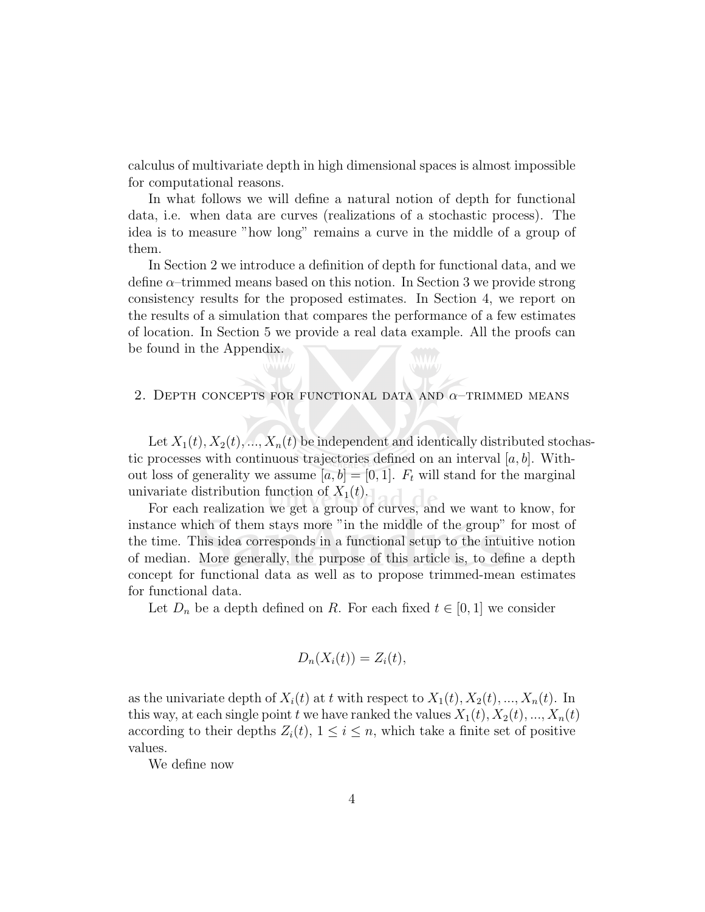calculus of multivariate depth in high dimensional spaces is almost impossible for computational reasons.

In what follows we will define a natural notion of depth for functional data, i.e. when data are curves (realizations of a stochastic process). The idea is to measure "how long" remains a curve in the middle of a group of them.

In Section 2 we introduce a definition of depth for functional data, and we define $\alpha$–trimmed means based on this notion. In Section 3 we provide strong consistency results for the proposed estimates. In Section 4, we report on the results of a simulation that compares the performance of a few estimates of location. In Section 5 we provide a real data example. All the proofs can be found in the Appendix.

## 2. Depth concepts for functional data and $\alpha$–trimmed means

Let $X_1(t), X_2(t), ..., X_n(t)$ be independent and identically distributed stochastic processes with continuous trajectories defined on an interval $[a, b]$. Without loss of generality we assume $[a, b] = [0, 1]$. $F_t$ will stand for the marginal univariate distribution function of $X_1(t)$.

For each realization we get a group of curves, and we want to know, for instance which of them stays more "in the middle of the group" for most of the time. This idea corresponds in a functional setup to the intuitive notion of median. More generally, the purpose of this article is, to define a depth concept for functional data as well as to propose trimmed-mean estimates for functional data.

Let $D_n$ be a depth defined on $R$. For each fixed $t \in [0, 1]$ we consider

$$D_n(X_i(t)) = Z_i(t),$$

as the univariate depth of $X_i(t)$ at $t$ with respect to $X_1(t), X_2(t), ..., X_n(t)$. In this way, at each single point $t$ we have ranked the values $X_1(t), X_2(t), ..., X_n(t)$ according to their depths $Z_i(t)$, $1 \leq i \leq n$, which take a finite set of positive values.

We define now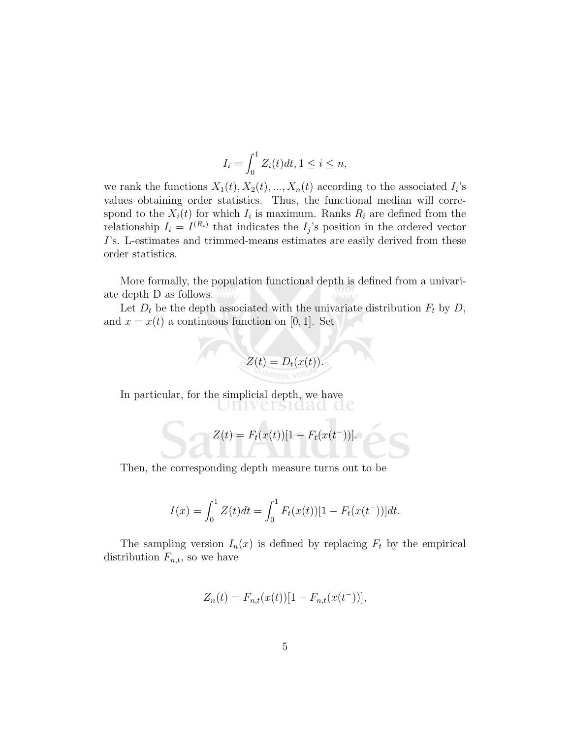$$I_i = \int_0^1 Z_i(t)dt, 1 \leq i \leq n,$$

we rank the functions $X_1(t), X_2(t), ..., X_n(t)$ according to the associated $I_i$'s values obtaining order statistics. Thus, the functional median will correspond to the $X_i(t)$ for which $I_i$ is maximum. Ranks $R_i$ are defined from the relationship $I_i = I^{(R_i)}$ that indicates the $I_j$'s position in the ordered vector $I$'s. L-estimates and trimmed-means estimates are easily derived from these order statistics.

More formally, the population functional depth is defined from a univariate depth D as follows.

Let $D_t$ be the depth associated with the univariate distribution $F_t$ by $D$, and $x = x(t)$ a continuous function on $[0, 1]$. Set

$$Z(t) = D_t(x(t)).$$

In particular, for the simplicial depth, we have

$$Z(t) = F_t(x(t))[1 - F_t(x(t^-))].$$

Then, the corresponding depth measure turns out to be

$$I(x) = \int_0^1 Z(t)dt = \int_0^1 F_t(x(t))[1 - F_t(x(t^-))]dt.$$

The sampling version $I_n(x)$ is defined by replacing $F_t$ by the empirical distribution $F_{n,t}$, so we have

$$Z_n(t) = F_{n,t}(x(t))[1 - F_{n,t}(x(t^-))],$$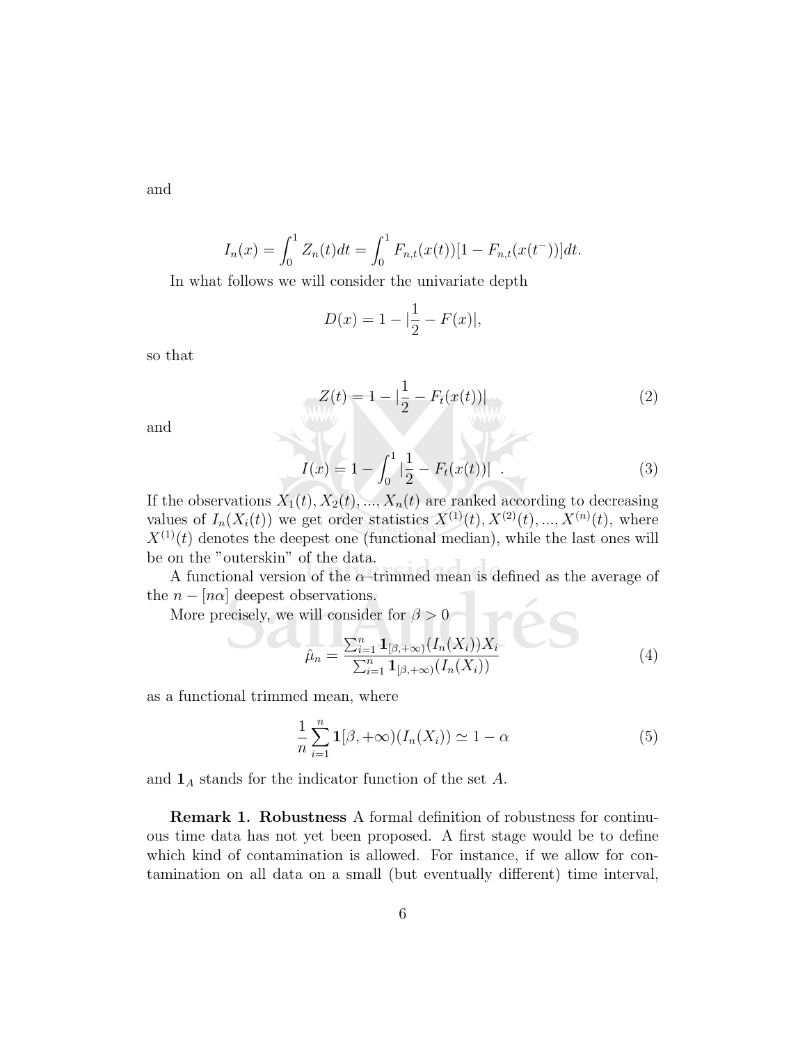and

$$I_n(x) = \int_0^1 Z_n(t)dt = \int_0^1 F_{n,t}(x(t))[1 - F_{n,t}(x(t^-))]dt.$$

In what follows we will consider the univariate depth

$$D(x) = 1 - |\frac{1}{2} - F(x)|,$$

so that

$$Z(t) = 1 - |\frac{1}{2} - F_t(x(t))| \tag{2}$$

and

$$I(x) = 1 - \int_0^1 |\frac{1}{2} - F_t(x(t))| \ . \tag{3}$$

If the observations $X_1(t), X_2(t), ..., X_n(t)$ are ranked according to decreasing values of $I_n(X_i(t))$ we get order statistics $X^{(1)}(t), X^{(2)}(t), ..., X^{(n)}(t)$, where $X^{(1)}(t)$ denotes the deepest one (functional median), while the last ones will be on the "outerskin" of the data.

A functional version of the $\alpha$–trimmed mean is defined as the average of the $n - [n\alpha]$ deepest observations.

More precisely, we will consider for $\beta > 0$

$$\hat{\mu}_n = \frac{\sum_{i=1}^n \mathbf{1}_{[\beta,+\infty)}(I_n(X_i))X_i}{\sum_{i=1}^n \mathbf{1}_{[\beta,+\infty)}(I_n(X_i))} \tag{4}$$

as a functional trimmed mean, where

$$\frac{1}{n}\sum_{i=1}^n \mathbf{1}[\beta, +\infty)(I_n(X_i)) \simeq 1 - \alpha \tag{5}$$

and $\mathbf{1}_A$ stands for the indicator function of the set $A$.

**Remark 1. Robustness** A formal definition of robustness for continuous time data has not yet been proposed. A first stage would be to define which kind of contamination is allowed. For instance, if we allow for contamination on all data on a small (but eventually different) time interval,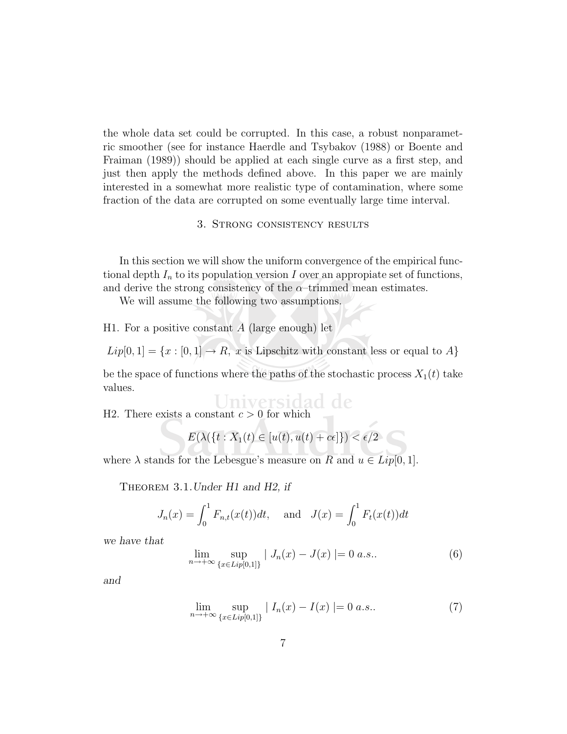the whole data set could be corrupted. In this case, a robust nonparametric smoother (see for instance Haerdle and Tsybakov (1988) or Boente and Fraiman (1989)) should be applied at each single curve as a first step, and just then apply the methods defined above. In this paper we are mainly interested in a somewhat more realistic type of contamination, where some fraction of the data are corrupted on some eventually large time interval.

## 3. Strong consistency results

In this section we will show the uniform convergence of the empirical functional depth $I_n$ to its population version $I$ over an appropiate set of functions, and derive the strong consistency of the $\alpha$–trimmed mean estimates.

We will assume the following two assumptions.

H1. For a positive constant $A$ (large enough) let

$Lip[0,1] = \{x : [0,1] \to R,\ x \text{ is Lipschitz with constant less or equal to } A\}$

be the space of functions where the paths of the stochastic process $X_1(t)$ take values.

H2. There exists a constant $c > 0$ for which

$$E(\lambda(\{t : X_1(t) \in [u(t), u(t) + c\epsilon]\}) < \epsilon/2$$

where $\lambda$ stands for the Lebesgue's measure on $R$ and $u \in Lip[0,1]$.

Theorem 3.1. *Under H1 and H2, if*

$$J_n(x) = \int_0^1 F_{n,t}(x(t))dt, \quad \text{and} \quad J(x) = \int_0^1 F_t(x(t))dt$$

*we have that*

$$\lim_{n \to +\infty} \sup_{\{x \in Lip[0,1]\}} \mid J_n(x) - J(x) \mid = 0 \ a.s.. \tag{6}$$

*and*

$$\lim_{n \to +\infty} \sup_{\{x \in Lip[0,1]\}} \mid I_n(x) - I(x) \mid = 0 \ a.s.. \tag{7}$$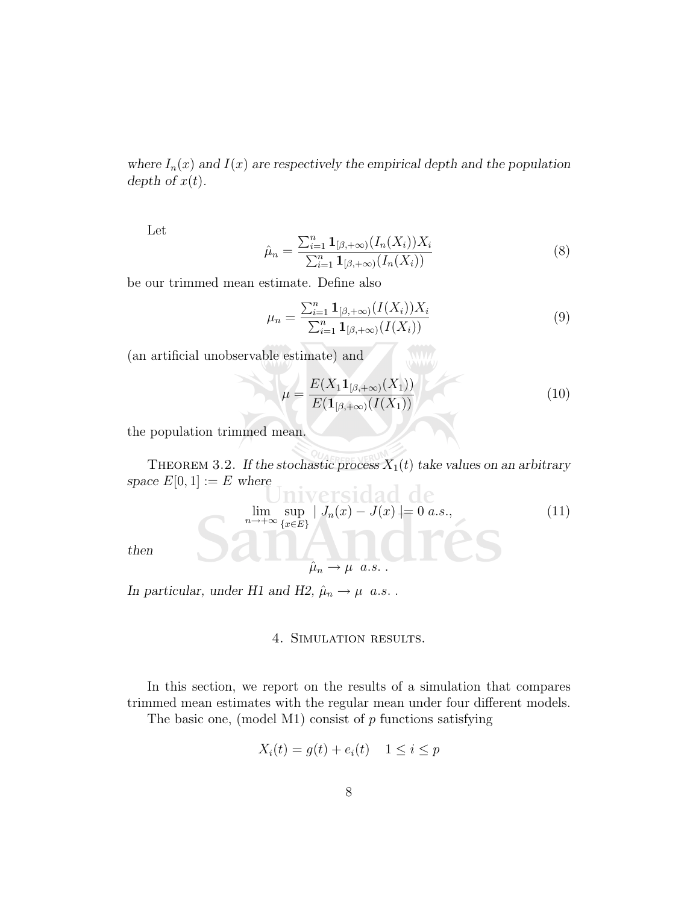*where $I_n(x)$ and $I(x)$ are respectively the empirical depth and the population depth of $x(t)$.*

Let

$$\hat{\mu}_n = \frac{\sum_{i=1}^n \mathbf{1}_{[\beta,+\infty)}(I_n(X_i))X_i}{\sum_{i=1}^n \mathbf{1}_{[\beta,+\infty)}(I_n(X_i))} \tag{8}$$

be our trimmed mean estimate. Define also

$$\mu_n = \frac{\sum_{i=1}^n \mathbf{1}_{[\beta,+\infty)}(I(X_i))X_i}{\sum_{i=1}^n \mathbf{1}_{[\beta,+\infty)}(I(X_i))} \tag{9}$$

(an artificial unobservable estimate) and

$$\mu = \frac{E(X_1 \mathbf{1}_{[\beta,+\infty)}(X_1))}{E(\mathbf{1}_{[\beta,+\infty)}(I(X_1))} \tag{10}$$

the population trimmed mean.

THEOREM 3.2. *If the stochastic process $X_1(t)$ take values on an arbitrary space $E[0,1] := E$ where*

$$\lim_{n\to+\infty} \sup_{\{x\in E\}} \mid J_n(x) - J(x) \mid = 0 \; a.s., \tag{11}$$

*then*

$$\hat{\mu}_n \to \mu \;\; a.s. \, .$$

*In particular, under H1 and H2, $\hat{\mu}_n \to \mu$ a.s. .*

## 4. Simulation results.

In this section, we report on the results of a simulation that compares trimmed mean estimates with the regular mean under four different models.

The basic one, (model M1) consist of $p$ functions satisfying

$$X_i(t) = g(t) + e_i(t) \quad 1 \leq i \leq p$$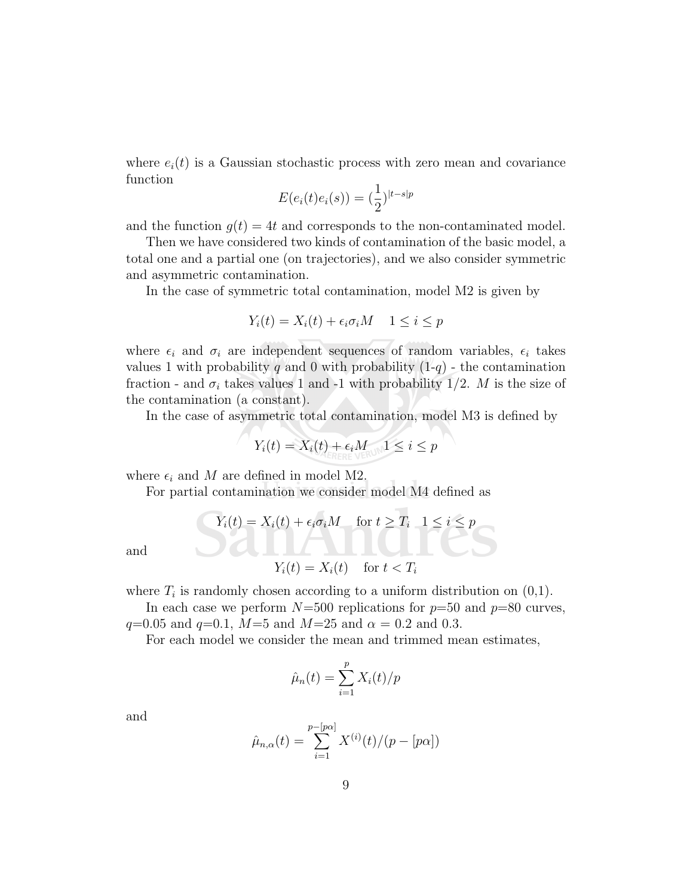where $e_i(t)$ is a Gaussian stochastic process with zero mean and covariance function

$$E(e_i(t)e_i(s)) = (\frac{1}{2})^{|t-s|p}$$

and the function $g(t) = 4t$ and corresponds to the non-contaminated model.

Then we have considered two kinds of contamination of the basic model, a total one and a partial one (on trajectories), and we also consider symmetric and asymmetric contamination.

In the case of symmetric total contamination, model M2 is given by

$$Y_i(t) = X_i(t) + \epsilon_i \sigma_i M \quad 1 \leq i \leq p$$

where $\epsilon_i$ and $\sigma_i$ are independent sequences of random variables, $\epsilon_i$ takes values 1 with probability $q$ and 0 with probability (1-$q$) - the contamination fraction - and $\sigma_i$ takes values 1 and -1 with probability 1/2. $M$ is the size of the contamination (a constant).

In the case of asymmetric total contamination, model M3 is defined by

$$Y_i(t) = X_i(t) + \epsilon_i M \quad 1 \leq i \leq p$$

where $\epsilon_i$ and $M$ are defined in model M2.

For partial contamination we consider model M4 defined as

$$Y_i(t) = X_i(t) + \epsilon_i \sigma_i M \quad \text{for } t \geq T_i \quad 1 \leq i \leq p$$

and

$$Y_i(t) = X_i(t) \quad \text{for } t < T_i$$

where $T_i$ is randomly chosen according to a uniform distribution on (0,1).

In each case we perform $N$=500 replications for $p$=50 and $p$=80 curves, $q$=0.05 and $q$=0.1, $M$=5 and $M$=25 and $\alpha$ = 0.2 and 0.3.

For each model we consider the mean and trimmed mean estimates,

$$\hat{\mu}_n(t) = \sum_{i=1}^{p} X_i(t)/p$$

and

$$\hat{\mu}_{n,\alpha}(t) = \sum_{i=1}^{p-[p\alpha]} X^{(i)}(t)/(p - [p\alpha])$$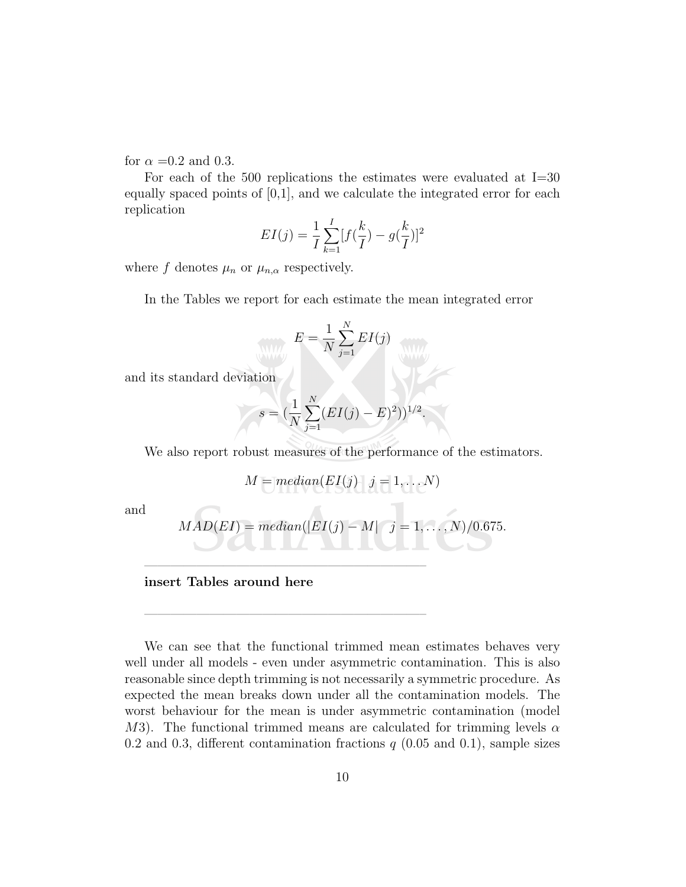for $\alpha$ =0.2 and 0.3.

For each of the 500 replications the estimates were evaluated at I=30 equally spaced points of [0,1], and we calculate the integrated error for each replication

$$EI(j) = \frac{1}{I}\sum_{k=1}^{I}[f(\frac{k}{I}) - g(\frac{k}{I})]^2$$

where $f$ denotes $\mu_n$ or $\mu_{n,\alpha}$ respectively.

In the Tables we report for each estimate the mean integrated error

$$E = \frac{1}{N}\sum_{j=1}^{N} EI(j)$$

and its standard deviation

$$s = (\frac{1}{N}\sum_{j=1}^{N}(EI(j) - E)^2))^{1/2}.$$

We also report robust measures of the performance of the estimators.

$$M = median(EI(j) \quad j = 1, \ldots N)$$

and

$$MAD(EI) = median(|EI(j) - M| \quad j = 1, \ldots, N)/0.675.$$

---

**insert Tables around here**

---

We can see that the functional trimmed mean estimates behaves very well under all models - even under asymmetric contamination. This is also reasonable since depth trimming is not necessarily a symmetric procedure. As expected the mean breaks down under all the contamination models. The worst behaviour for the mean is under asymmetric contamination (model $M3$). The functional trimmed means are calculated for trimming levels $\alpha$ 0.2 and 0.3, different contamination fractions $q$ (0.05 and 0.1), sample sizes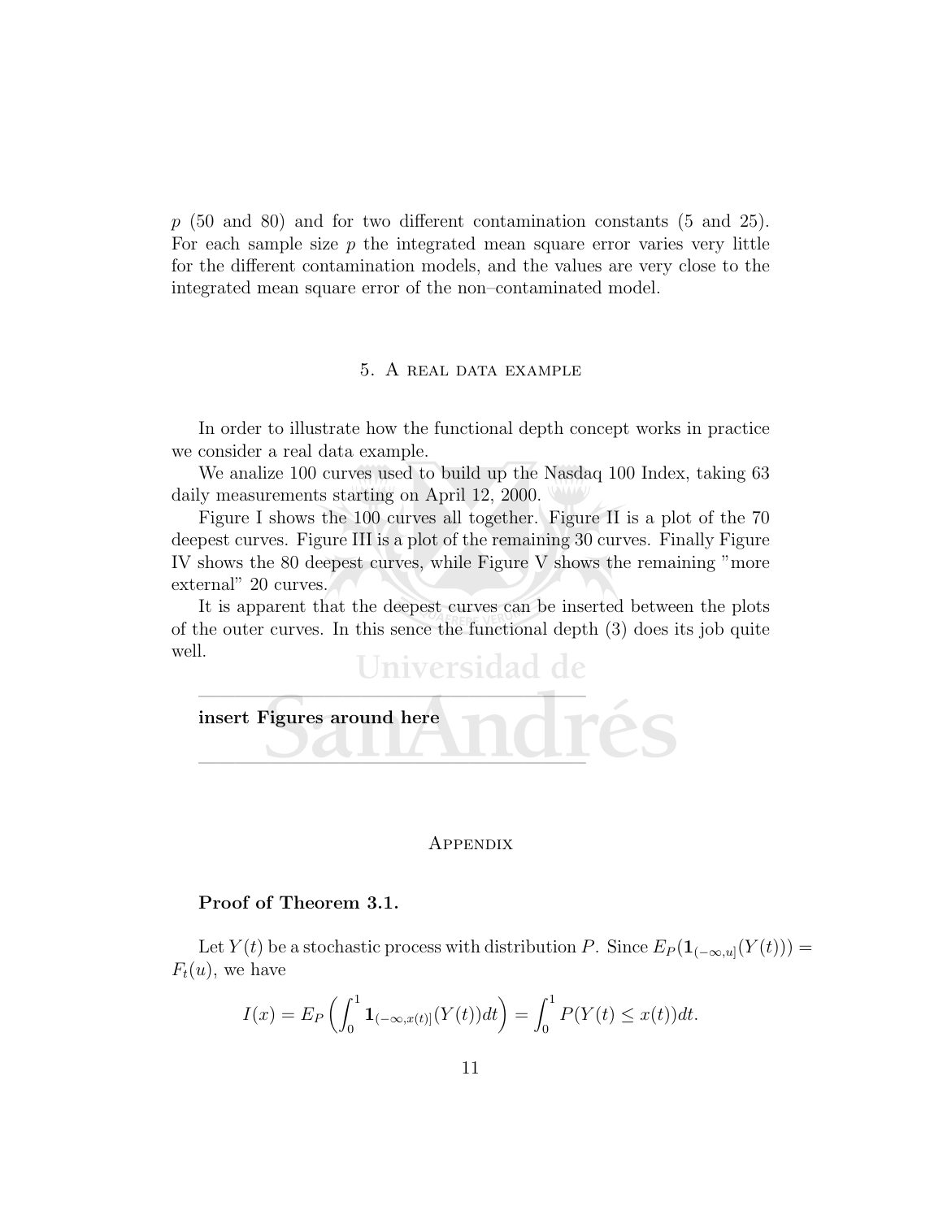$p$ (50 and 80) and for two different contamination constants (5 and 25). For each sample size $p$ the integrated mean square error varies very little for the different contamination models, and the values are very close to the integrated mean square error of the non–contaminated model.

## 5. A real data example

In order to illustrate how the functional depth concept works in practice we consider a real data example.

We analize 100 curves used to build up the Nasdaq 100 Index, taking 63 daily measurements starting on April 12, 2000.

Figure I shows the 100 curves all together. Figure II is a plot of the 70 deepest curves. Figure III is a plot of the remaining 30 curves. Finally Figure IV shows the 80 deepest curves, while Figure V shows the remaining "more external" 20 curves.

It is apparent that the deepest curves can be inserted between the plots of the outer curves. In this sence the functional depth (3) does its job quite well.

---

**insert Figures around here**

---

## Appendix

### Proof of Theorem 3.1.

Let $Y(t)$ be a stochastic process with distribution $P$. Since $E_P(\mathbf{1}_{(-\infty,u]}(Y(t))) = F_t(u)$, we have

$$I(x) = E_P\left(\int_0^1 \mathbf{1}_{(-\infty,x(t)]}(Y(t))dt\right) = \int_0^1 P(Y(t) \le x(t))dt.$$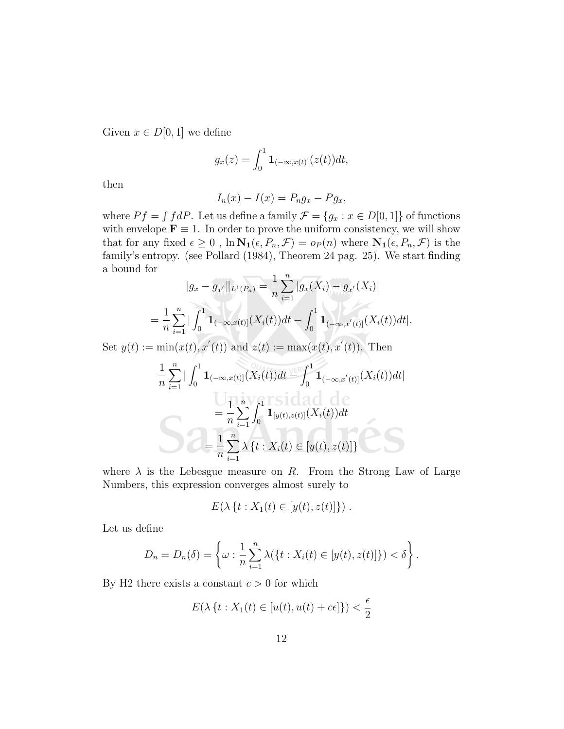Given $x \in D[0,1]$ we define

$$g_x(z) = \int_0^1 \mathbf{1}_{(-\infty, x(t)]}(z(t))dt,$$

then

$$I_n(x) - I(x) = P_n g_x - P g_x,$$

where $Pf = \int f dP$. Let us define a family $\mathcal{F} = \{g_x : x \in D[0,1]\}$ of functions with envelope $\mathbf{F} \equiv 1$. In order to prove the uniform consistency, we will show that for any fixed $\epsilon \geq 0$ , $\ln \mathbf{N_1}(\epsilon, P_n, \mathcal{F}) = o_P(n)$ where $\mathbf{N_1}(\epsilon, P_n, \mathcal{F})$ is the family's entropy. (see Pollard (1984), Theorem 24 pag. 25). We start finding a bound for

$$\|g_x - g_{x'}\|_{L^1(P_n)} = \frac{1}{n}\sum_{i=1}^n |g_x(X_i) - g_{x'}(X_i)|$$

$$= \frac{1}{n}\sum_{i=1}^n |\int_0^1 \mathbf{1}_{(-\infty,x(t)]}(X_i(t))dt - \int_0^1 \mathbf{1}_{(-\infty,x'(t)]}(X_i(t))dt|.$$

Set $y(t) := \min(x(t), x'(t))$ and $z(t) := \max(x(t), x'(t))$. Then

$$\frac{1}{n}\sum_{i=1}^n |\int_0^1 \mathbf{1}_{(-\infty,x(t)]}(X_i(t))dt - \int_0^1 \mathbf{1}_{(-\infty,x'(t)]}(X_i(t))dt|$$

$$= \frac{1}{n}\sum_{i=1}^n \int_0^1 \mathbf{1}_{[y(t),z(t)]}(X_i(t))dt$$

$$= \frac{1}{n}\sum_{i=1}^n \lambda\{t : X_i(t) \in [y(t), z(t)]\}$$

where $\lambda$ is the Lebesgue measure on $R$. From the Strong Law of Large Numbers, this expression converges almost surely to

$$E(\lambda\{t : X_1(t) \in [y(t), z(t)]\})\ .$$

Let us define

$$D_n = D_n(\delta) = \left\{\omega : \frac{1}{n}\sum_{i=1}^n \lambda(\{t : X_i(t) \in [y(t), z(t)]\}) < \delta\right\}.$$

By H2 there exists a constant $c > 0$ for which

$$E(\lambda\{t : X_1(t) \in [u(t), u(t) + c\epsilon]\}) < \frac{\epsilon}{2}$$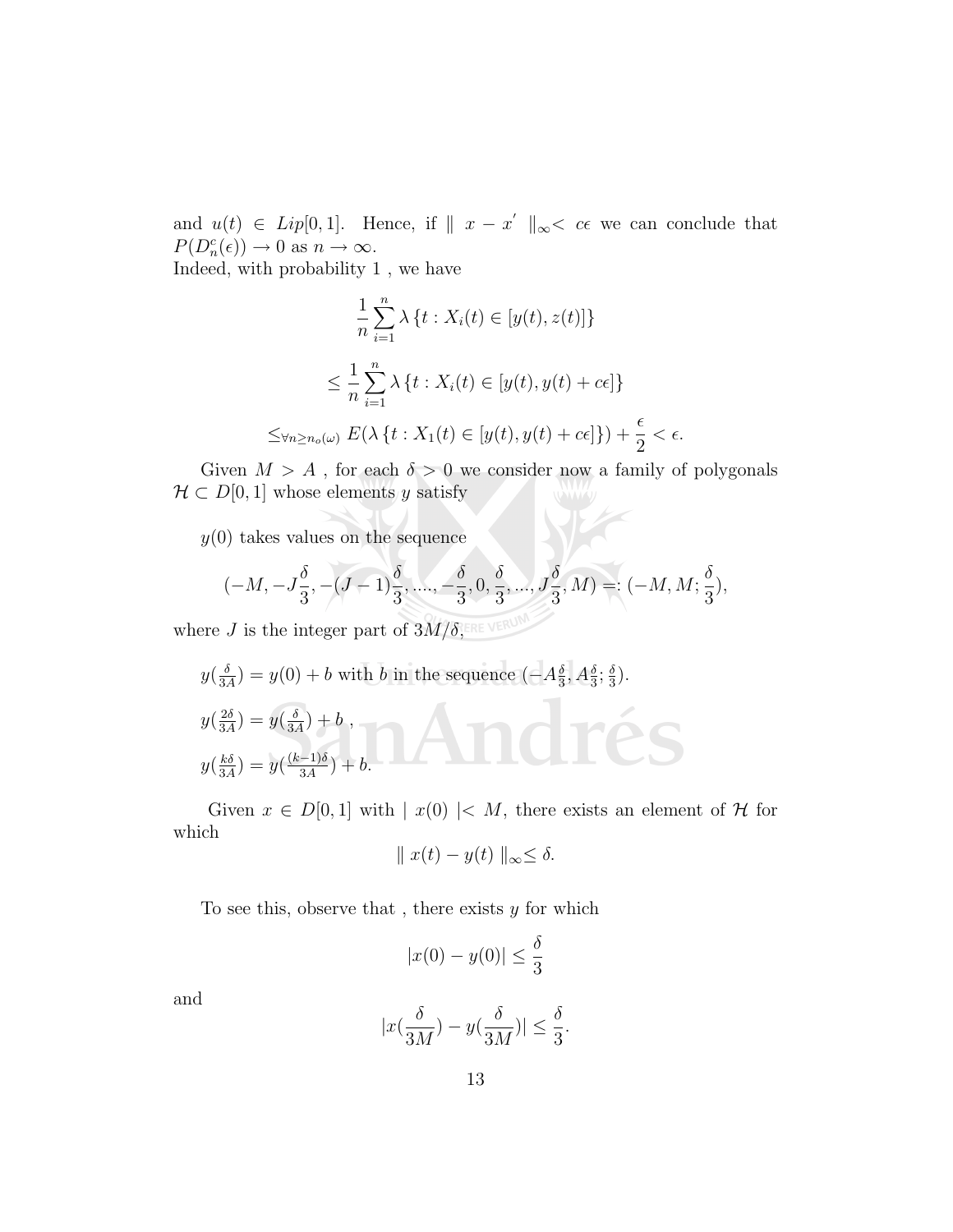and $u(t) \in Lip[0,1]$. Hence, if $\| x - x' \|_\infty < c\epsilon$ we can conclude that $P(D_n^c(\epsilon)) \to 0$ as $n \to \infty$.
Indeed, with probability 1 , we have

$$\frac{1}{n}\sum_{i=1}^{n} \lambda \{t : X_i(t) \in [y(t), z(t)]\}$$

$$\leq \frac{1}{n}\sum_{i=1}^{n} \lambda \{t : X_i(t) \in [y(t), y(t) + c\epsilon]\}$$

$$\leq_{\forall n \geq n_o(\omega)} E(\lambda \{t : X_1(t) \in [y(t), y(t) + c\epsilon]\}) + \frac{\epsilon}{2} < \epsilon.$$

Given $M > A$ , for each $\delta > 0$ we consider now a family of polygonals $\mathcal{H} \subset D[0,1]$ whose elements $y$ satisfy

$y(0)$ takes values on the sequence

$$(-M, -J\frac{\delta}{3}, -(J-1)\frac{\delta}{3}, ...., -\frac{\delta}{3}, 0, \frac{\delta}{3}, ..., J\frac{\delta}{3}, M) =: (-M, M; \frac{\delta}{3}),$$

where $J$ is the integer part of $3M/\delta$,

$y(\frac{\delta}{3A}) = y(0) + b$ with $b$ in the sequence $(-A\frac{\delta}{3}, A\frac{\delta}{3}; \frac{\delta}{3})$.

$y(\frac{2\delta}{3A}) = y(\frac{\delta}{3A}) + b$ ,

$y(\frac{k\delta}{3A}) = y(\frac{(k-1)\delta}{3A}) + b.$

Given $x \in D[0,1]$ with $| x(0) | < M$, there exists an element of $\mathcal{H}$ for which

$$\| x(t) - y(t) \|_\infty \leq \delta.$$

To see this, observe that , there exists $y$ for which

$$|x(0) - y(0)| \leq \frac{\delta}{3}$$

and

$$|x(\frac{\delta}{3M}) - y(\frac{\delta}{3M})| \leq \frac{\delta}{3}.$$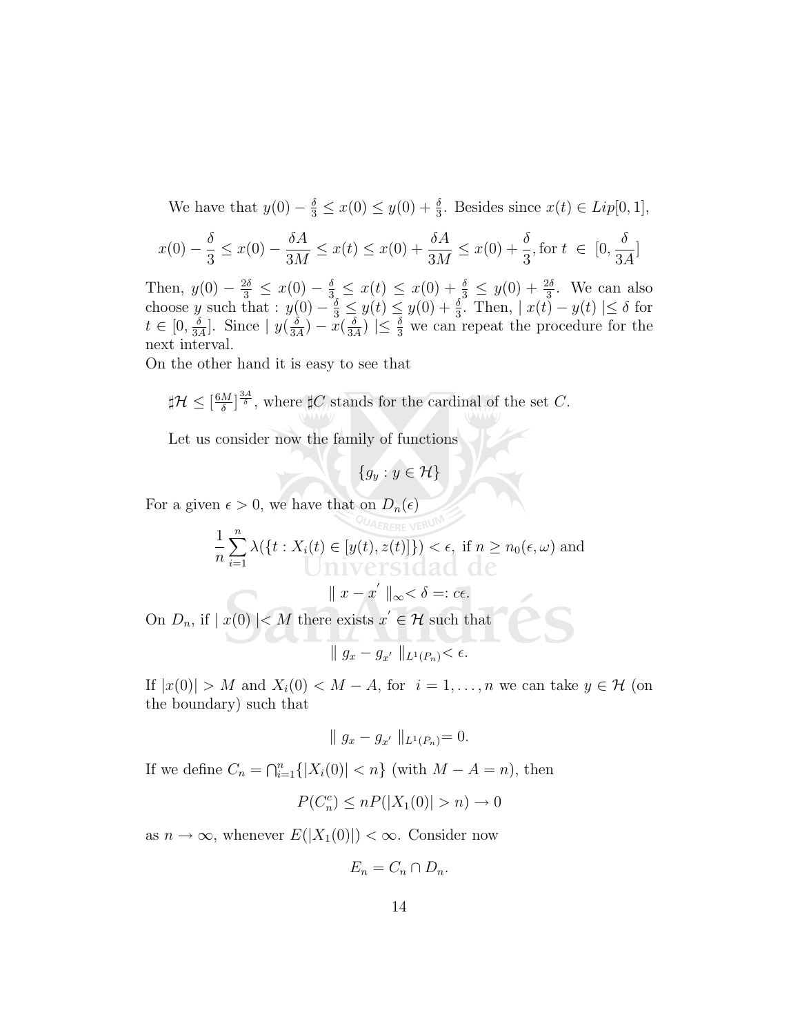We have that $y(0) - \frac{\delta}{3} \leq x(0) \leq y(0) + \frac{\delta}{3}$. Besides since $x(t) \in Lip[0,1]$,

$$x(0) - \frac{\delta}{3} \leq x(0) - \frac{\delta A}{3M} \leq x(t) \leq x(0) + \frac{\delta A}{3M} \leq x(0) + \frac{\delta}{3}, \text{for } t \in [0, \frac{\delta}{3A}]$$

Then, $y(0) - \frac{2\delta}{3} \leq x(0) - \frac{\delta}{3} \leq x(t) \leq x(0) + \frac{\delta}{3} \leq y(0) + \frac{2\delta}{3}$. We can also choose $y$ such that : $y(0) - \frac{\delta}{3} \leq y(t) \leq y(0) + \frac{\delta}{3}$. Then, $| x(t) - y(t) | \leq \delta$ for $t \in [0, \frac{\delta}{3A}]$. Since $| y(\frac{\delta}{3A}) - x(\frac{\delta}{3A}) | \leq \frac{\delta}{3}$ we can repeat the procedure for the next interval.

On the other hand it is easy to see that

$\sharp\mathcal{H} \leq [\frac{6M}{\delta}]^{\frac{3A}{\delta}}$, where $\sharp C$ stands for the cardinal of the set $C$.

Let us consider now the family of functions

$$\{g_y : y \in \mathcal{H}\}$$

For a given $\epsilon > 0$, we have that on $D_n(\epsilon)$

$$\frac{1}{n}\sum_{i=1}^{n} \lambda(\{t : X_i(t) \in [y(t), z(t)]\}) < \epsilon, \text{ if } n \geq n_0(\epsilon, \omega) \text{ and}$$

$$\| x - x' \|_{\infty} < \delta =: c\epsilon.$$

On $D_n$, if $| x(0) | < M$ there exists $x' \in \mathcal{H}$ such that

$$\| g_x - g_{x'} \|_{L^1(P_n)} < \epsilon.$$

If $|x(0)| > M$ and $X_i(0) < M - A$, for $i = 1, \ldots, n$ we can take $y \in \mathcal{H}$ (on the boundary) such that

$$\| g_x - g_{x'} \|_{L^1(P_n)} = 0.$$

If we define $C_n = \bigcap_{i=1}^{n}\{|X_i(0)| < n\}$ (with $M - A = n$), then

$$P(C_n^c) \leq nP(|X_1(0)| > n) \to 0$$

as $n \to \infty$, whenever $E(|X_1(0)|) < \infty$. Consider now

$$E_n = C_n \cap D_n.$$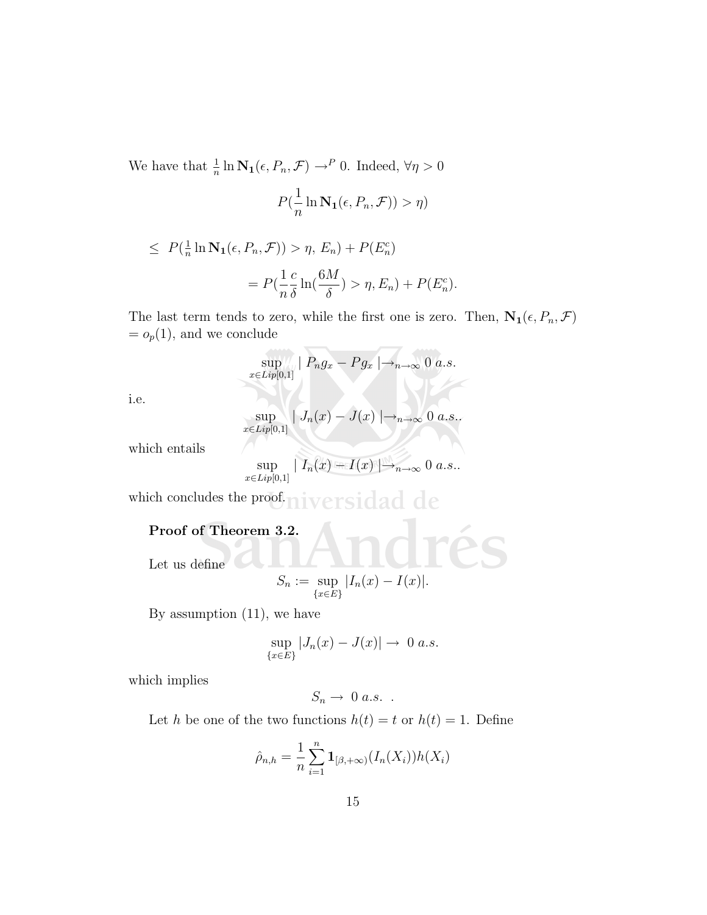We have that $\frac{1}{n} \ln \mathbf{N_1}(\epsilon, P_n, \mathcal{F}) \to^P 0$. Indeed, $\forall \eta > 0$

$$P(\frac{1}{n} \ln \mathbf{N_1}(\epsilon, P_n, \mathcal{F})) > \eta)$$

$$\leq \; P(\tfrac{1}{n} \ln \mathbf{N_1}(\epsilon, P_n, \mathcal{F})) > \eta, \, E_n) + P(E_n^c)$$

$$= P(\frac{1}{n}\frac{c}{\delta} \ln(\frac{6M}{\delta}) > \eta, E_n) + P(E_n^c).$$

The last term tends to zero, while the first one is zero. Then, $\mathbf{N_1}(\epsilon, P_n, \mathcal{F}) = o_p(1)$, and we conclude

$$\sup_{x \in Lip[0,1]} \mid P_n g_x - P g_x \mid \to_{n\to\infty} 0 \; a.s.$$

i.e.

$$\sup_{x \in Lip[0,1]} \mid J_n(x) - J(x) \mid \to_{n\to\infty} 0 \; a.s..$$

which entails

$$\sup_{x \in Lip[0,1]} \mid I_n(x) - I(x) \mid \to_{n\to\infty} 0 \; a.s..$$

which concludes the proof.

**Proof of Theorem 3.2.**

Let us define

$$S_n := \sup_{\{x \in E\}} |I_n(x) - I(x)|.$$

By assumption (11), we have

$$\sup_{\{x \in E\}} |J_n(x) - J(x)| \to \; 0 \; a.s.$$

which implies

$$S_n \to \; 0 \; a.s. \; .$$

Let $h$ be one of the two functions $h(t) = t$ or $h(t) = 1$. Define

$$\hat{\rho}_{n,h} = \frac{1}{n} \sum_{i=1}^{n} \mathbf{1}_{[\beta,+\infty)}(I_n(X_i)) h(X_i)$$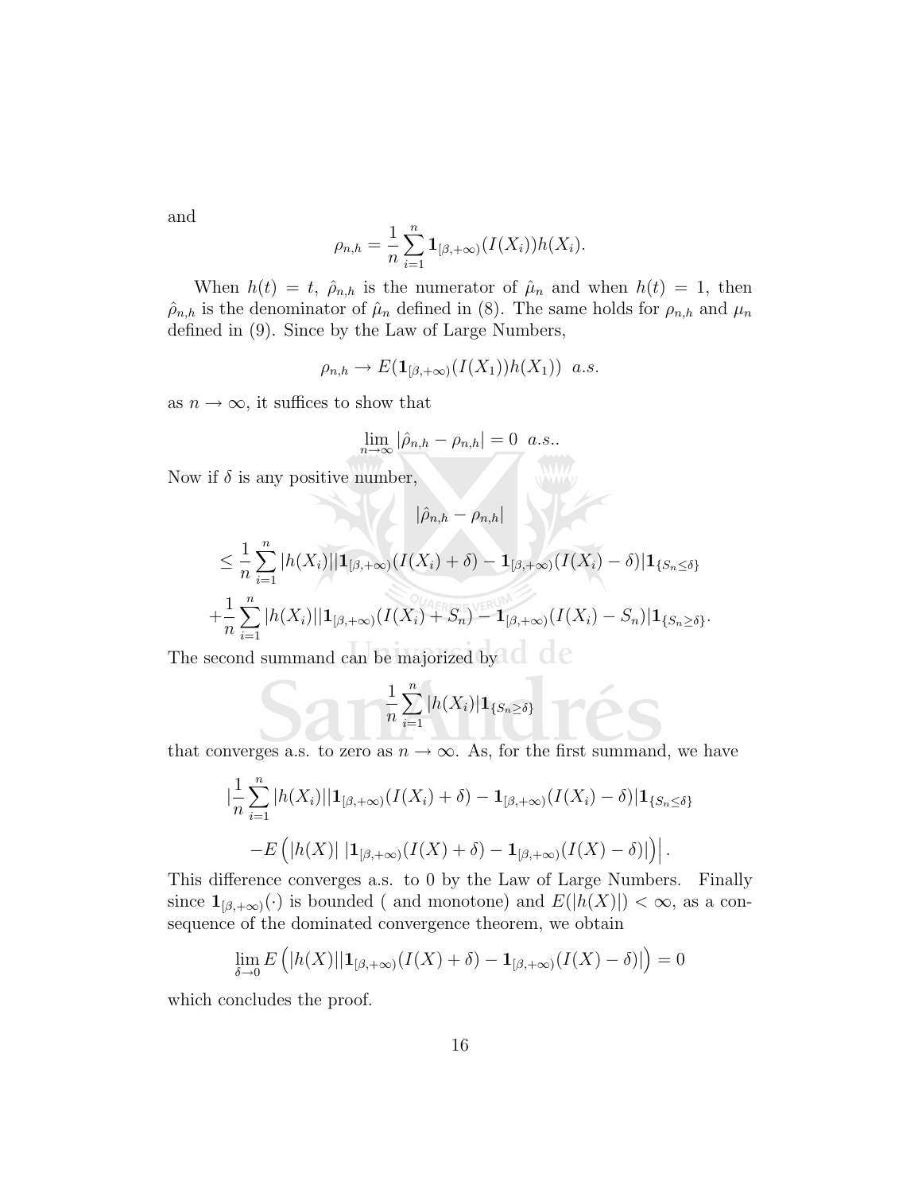and

$$\rho_{n,h} = \frac{1}{n} \sum_{i=1}^{n} \mathbf{1}_{[\beta,+\infty)}(I(X_i)) h(X_i).$$

When $h(t) = t$, $\hat{\rho}_{n,h}$ is the numerator of $\hat{\mu}_n$ and when $h(t) = 1$, then $\hat{\rho}_{n,h}$ is the denominator of $\hat{\mu}_n$ defined in (8). The same holds for $\rho_{n,h}$ and $\mu_n$ defined in (9). Since by the Law of Large Numbers,

$$\rho_{n,h} \to E(\mathbf{1}_{[\beta,+\infty)}(I(X_1)) h(X_1)) \ \ a.s.$$

as $n \to \infty$, it suffices to show that

$$\lim_{n\to\infty} |\hat{\rho}_{n,h} - \rho_{n,h}| = 0 \ \ a.s..$$

Now if $\delta$ is any positive number,

$$|\hat{\rho}_{n,h} - \rho_{n,h}|$$

$$\leq \frac{1}{n} \sum_{i=1}^{n} |h(X_i)| |\mathbf{1}_{[\beta,+\infty)}(I(X_i) + \delta) - \mathbf{1}_{[\beta,+\infty)}(I(X_i) - \delta)| \mathbf{1}_{\{S_n \leq \delta\}}$$

$$+ \frac{1}{n} \sum_{i=1}^{n} |h(X_i)| |\mathbf{1}_{[\beta,+\infty)}(I(X_i) + S_n) - \mathbf{1}_{[\beta,+\infty)}(I(X_i) - S_n)| \mathbf{1}_{\{S_n \geq \delta\}}.$$

The second summand can be majorized by

$$\frac{1}{n} \sum_{i=1}^{n} |h(X_i)| \mathbf{1}_{\{S_n \geq \delta\}}$$

that converges a.s. to zero as $n \to \infty$. As, for the first summand, we have

$$\Big| \frac{1}{n} \sum_{i=1}^{n} |h(X_i)| |\mathbf{1}_{[\beta,+\infty)}(I(X_i) + \delta) - \mathbf{1}_{[\beta,+\infty)}(I(X_i) - \delta)| \mathbf{1}_{\{S_n \leq \delta\}}$$

$$- E\left( |h(X)| \, |\mathbf{1}_{[\beta,+\infty)}(I(X) + \delta) - \mathbf{1}_{[\beta,+\infty)}(I(X) - \delta)| \right) \Big| .$$

This difference converges a.s. to 0 by the Law of Large Numbers. Finally since $\mathbf{1}_{[\beta,+\infty)}(\cdot)$ is bounded ( and monotone) and $E(|h(X)|) < \infty$, as a consequence of the dominated convergence theorem, we obtain

$$\lim_{\delta \to 0} E\left( |h(X)| |\mathbf{1}_{[\beta,+\infty)}(I(X) + \delta) - \mathbf{1}_{[\beta,+\infty)}(I(X) - \delta)| \right) = 0$$

which concludes the proof.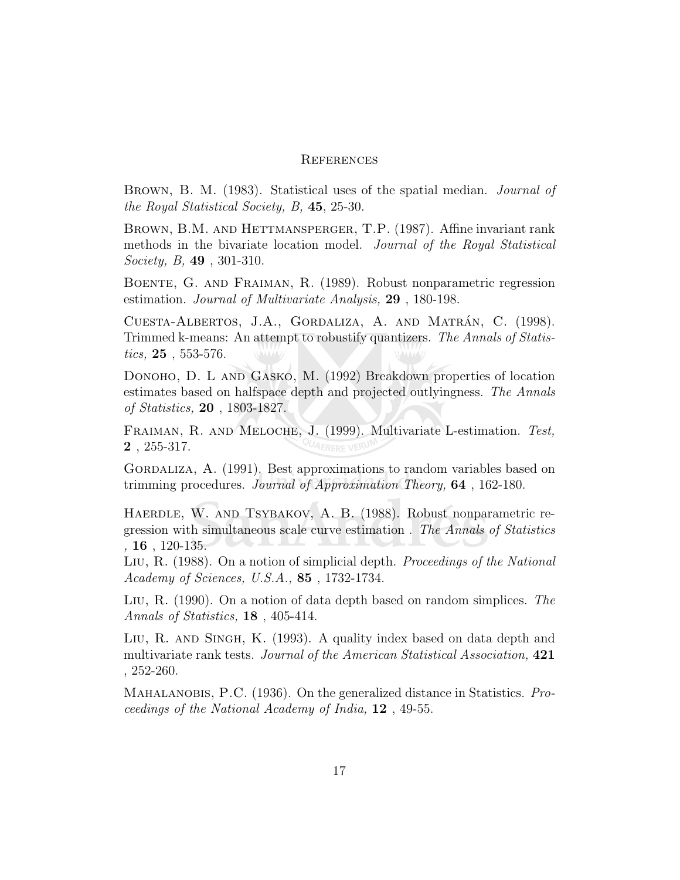## References

Brown, B. M. (1983). Statistical uses of the spatial median. *Journal of the Royal Statistical Society, B,* **45**, 25-30.

Brown, B.M. and Hettmansperger, T.P. (1987). Affine invariant rank methods in the bivariate location model. *Journal of the Royal Statistical Society, B,* **49** , 301-310.

Boente, G. and Fraiman, R. (1989). Robust nonparametric regression estimation. *Journal of Multivariate Analysis,* **29** , 180-198.

Cuesta-Albertos, J.A., Gordaliza, A. and Matrán, C. (1998). Trimmed k-means: An attempt to robustify quantizers. *The Annals of Statistics,* **25** , 553-576.

Donoho, D. L and Gasko, M. (1992) Breakdown properties of location estimates based on halfspace depth and projected outlyingness. *The Annals of Statistics,* **20** , 1803-1827.

Fraiman, R. and Meloche, J. (1999). Multivariate L-estimation. *Test,* **2** , 255-317.

Gordaliza, A. (1991). Best approximations to random variables based on trimming procedures. *Journal of Approximation Theory,* **64** , 162-180.

Haerdle, W. and Tsybakov, A. B. (1988). Robust nonparametric regression with simultaneous scale curve estimation . *The Annals of Statistics ,* **16** , 120-135.

Liu, R. (1988). On a notion of simplicial depth. *Proceedings of the National Academy of Sciences, U.S.A.,* **85** , 1732-1734.

Liu, R. (1990). On a notion of data depth based on random simplices. *The Annals of Statistics,* **18** , 405-414.

Liu, R. and Singh, K. (1993). A quality index based on data depth and multivariate rank tests. *Journal of the American Statistical Association,* **421** , 252-260.

Mahalanobis, P.C. (1936). On the generalized distance in Statistics. *Proceedings of the National Academy of India,* **12** , 49-55.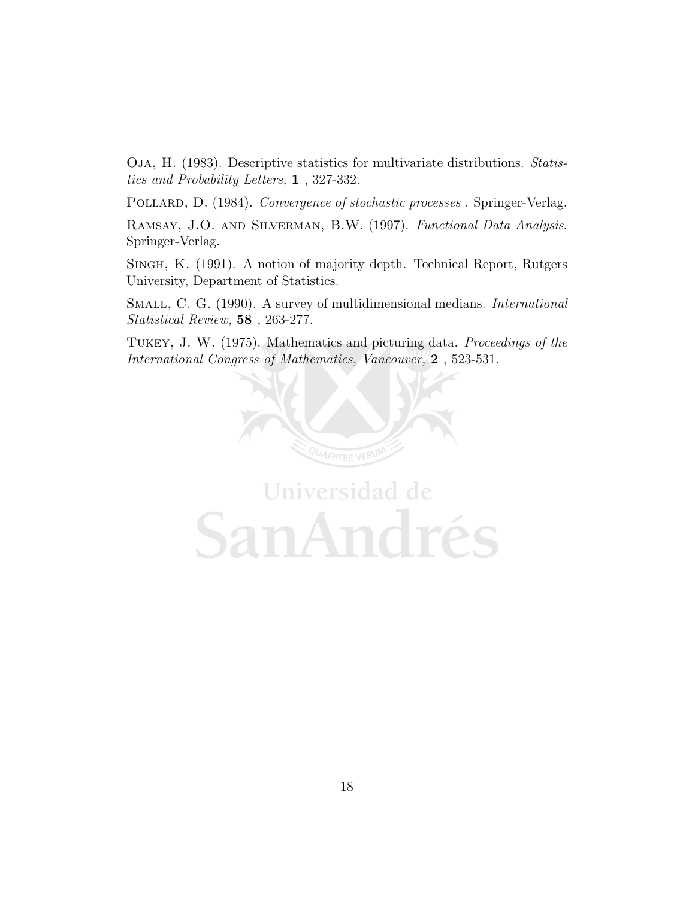Oja, H. (1983). Descriptive statistics for multivariate distributions. *Statistics and Probability Letters,* **1** , 327-332.

Pollard, D. (1984). *Convergence of stochastic processes* . Springer-Verlag.

Ramsay, J.O. and Silverman, B.W. (1997). *Functional Data Analysis*. Springer-Verlag.

Singh, K. (1991). A notion of majority depth. Technical Report, Rutgers University, Department of Statistics.

Small, C. G. (1990). A survey of multidimensional medians. *International Statistical Review,* **58** , 263-277.

Tukey, J. W. (1975). Mathematics and picturing data. *Proceedings of the International Congress of Mathematics, Vancouver,* **2** , 523-531.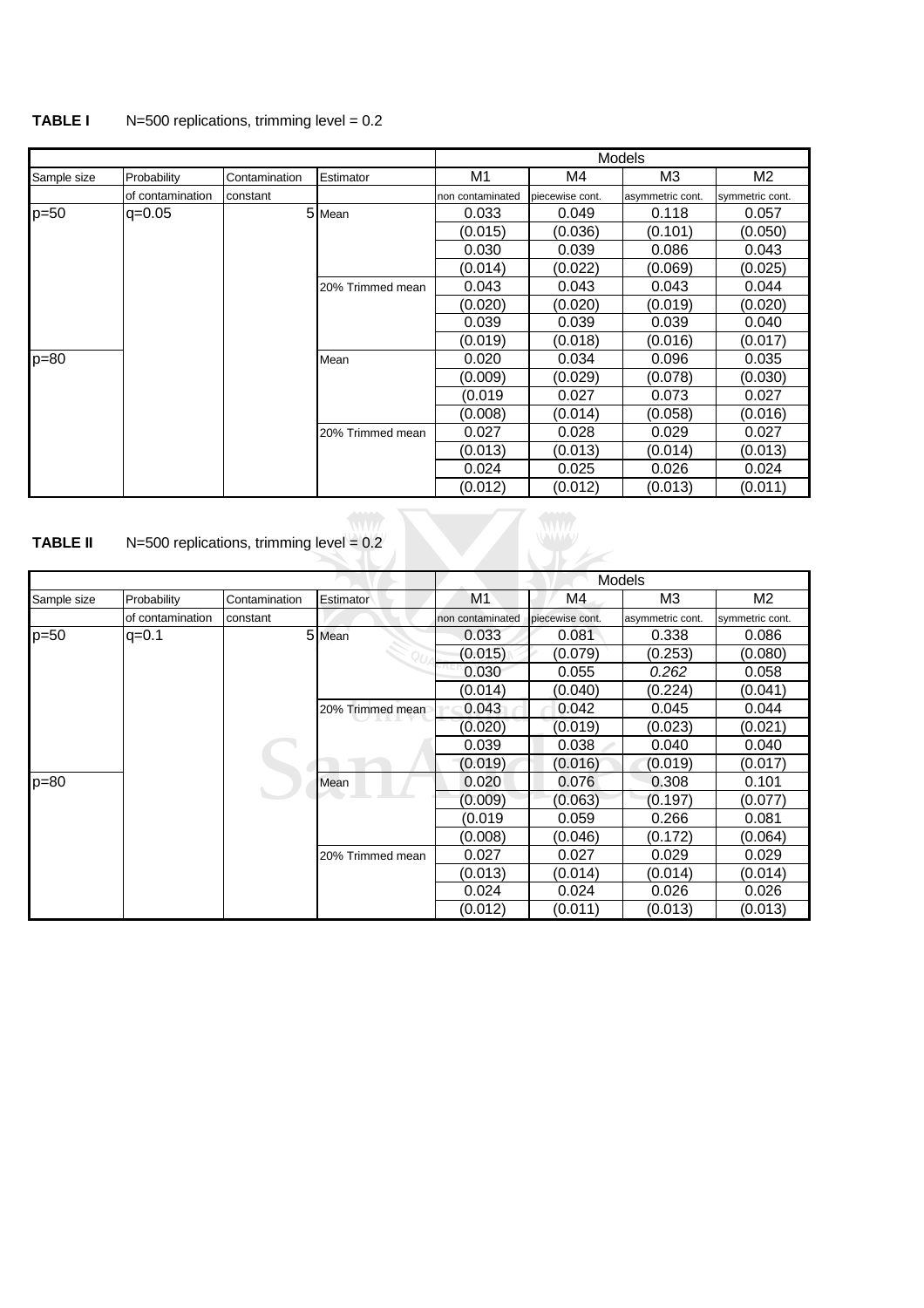**TABLE I** N=500 replications, trimming level = 0.2

| | | | | Models | | | |
|---|---|---|---|---|---|---|---|
| Sample size | Probability | Contamination | Estimator | M1 | M4 | M3 | M2 |
| | of contamination | constant | | non contaminated | piecewise cont. | asymmetric cont. | symmetric cont. |
| p=50 | q=0.05 | 5 | Mean | 0.033 | 0.049 | 0.118 | 0.057 |
| | | | | (0.015) | (0.036) | (0.101) | (0.050) |
| | | | | 0.030 | 0.039 | 0.086 | 0.043 |
| | | | | (0.014) | (0.022) | (0.069) | (0.025) |
| | | | 20% Trimmed mean | 0.043 | 0.043 | 0.043 | 0.044 |
| | | | | (0.020) | (0.020) | (0.019) | (0.020) |
| | | | | 0.039 | 0.039 | 0.039 | 0.040 |
| | | | | (0.019) | (0.018) | (0.016) | (0.017) |
| p=80 | | | Mean | 0.020 | 0.034 | 0.096 | 0.035 |
| | | | | (0.009) | (0.029) | (0.078) | (0.030) |
| | | | | (0.019 | 0.027 | 0.073 | 0.027 |
| | | | | (0.008) | (0.014) | (0.058) | (0.016) |
| | | | 20% Trimmed mean | 0.027 | 0.028 | 0.029 | 0.027 |
| | | | | (0.013) | (0.013) | (0.014) | (0.013) |
| | | | | 0.024 | 0.025 | 0.026 | 0.024 |
| | | | | (0.012) | (0.012) | (0.013) | (0.011) |

**TABLE II** N=500 replications, trimming level = 0.2

| | | | | Models | | | |
|---|---|---|---|---|---|---|---|
| Sample size | Probability | Contamination | Estimator | M1 | M4 | M3 | M2 |
| | of contamination | constant | | non contaminated | piecewise cont. | asymmetric cont. | symmetric cont. |
| p=50 | q=0.1 | 5 | Mean | 0.033 | 0.081 | 0.338 | 0.086 |
| | | | | (0.015) | (0.079) | (0.253) | (0.080) |
| | | | | 0.030 | 0.055 | *0.262* | 0.058 |
| | | | | (0.014) | (0.040) | (0.224) | (0.041) |
| | | | 20% Trimmed mean | 0.043 | 0.042 | 0.045 | 0.044 |
| | | | | (0.020) | (0.019) | (0.023) | (0.021) |
| | | | | 0.039 | 0.038 | 0.040 | 0.040 |
| | | | | (0.019) | (0.016) | (0.019) | (0.017) |
| p=80 | | | Mean | 0.020 | 0.076 | 0.308 | 0.101 |
| | | | | (0.009) | (0.063) | (0.197) | (0.077) |
| | | | | (0.019 | 0.059 | 0.266 | 0.081 |
| | | | | (0.008) | (0.046) | (0.172) | (0.064) |
| | | | 20% Trimmed mean | 0.027 | 0.027 | 0.029 | 0.029 |
| | | | | (0.013) | (0.014) | (0.014) | (0.014) |
| | | | | 0.024 | 0.024 | 0.026 | 0.026 |
| | | | | (0.012) | (0.011) | (0.013) | (0.013) |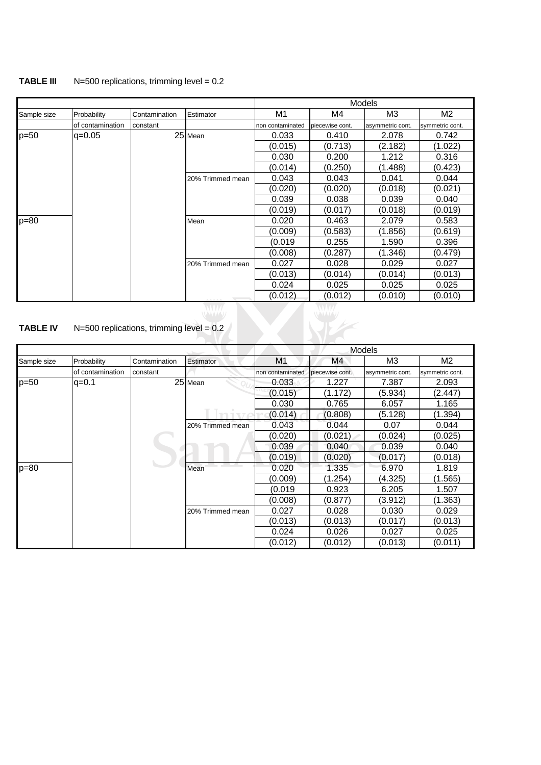**TABLE III** N=500 replications, trimming level = 0.2

| | | | | Models | | | |
|---|---|---|---|---|---|---|---|
| Sample size | Probability | Contamination | Estimator | M1 | M4 | M3 | M2 |
| | of contamination | constant | | non contaminated | piecewise cont. | asymmetric cont. | symmetric cont. |
| p=50 | q=0.05 | 25 | Mean | 0.033 | 0.410 | 2.078 | 0.742 |
| | | | | (0.015) | (0.713) | (2.182) | (1.022) |
| | | | | 0.030 | 0.200 | 1.212 | 0.316 |
| | | | | (0.014) | (0.250) | (1.488) | (0.423) |
| | | | 20% Trimmed mean | 0.043 | 0.043 | 0.041 | 0.044 |
| | | | | (0.020) | (0.020) | (0.018) | (0.021) |
| | | | | 0.039 | 0.038 | 0.039 | 0.040 |
| | | | | (0.019) | (0.017) | (0.018) | (0.019) |
| p=80 | | | Mean | 0.020 | 0.463 | 2.079 | 0.583 |
| | | | | (0.009) | (0.583) | (1.856) | (0.619) |
| | | | | (0.019 | 0.255 | 1.590 | 0.396 |
| | | | | (0.008) | (0.287) | (1.346) | (0.479) |
| | | | 20% Trimmed mean | 0.027 | 0.028 | 0.029 | 0.027 |
| | | | | (0.013) | (0.014) | (0.014) | (0.013) |
| | | | | 0.024 | 0.025 | 0.025 | 0.025 |
| | | | | (0.012) | (0.012) | (0.010) | (0.010) |

**TABLE IV** N=500 replications, trimming level = 0.2

| | | | | Models | | | |
|---|---|---|---|---|---|---|---|
| Sample size | Probability | Contamination | Estimator | M1 | M4 | M3 | M2 |
| | of contamination | constant | | non contaminated | piecewise cont. | asymmetric cont. | symmetric cont. |
| p=50 | q=0.1 | 25 | Mean | 0.033 | 1.227 | 7.387 | 2.093 |
| | | | | (0.015) | (1.172) | (5.934) | (2.447) |
| | | | | 0.030 | 0.765 | 6.057 | 1.165 |
| | | | | (0.014) | (0.808) | (5.128) | (1.394) |
| | | | 20% Trimmed mean | 0.043 | 0.044 | 0.07 | 0.044 |
| | | | | (0.020) | (0.021) | (0.024) | (0.025) |
| | | | | 0.039 | 0.040 | 0.039 | 0.040 |
| | | | | (0.019) | (0.020) | (0.017) | (0.018) |
| p=80 | | | Mean | 0.020 | 1.335 | 6.970 | 1.819 |
| | | | | (0.009) | (1.254) | (4.325) | (1.565) |
| | | | | (0.019 | 0.923 | 6.205 | 1.507 |
| | | | | (0.008) | (0.877) | (3.912) | (1.363) |
| | | | 20% Trimmed mean | 0.027 | 0.028 | 0.030 | 0.029 |
| | | | | (0.013) | (0.013) | (0.017) | (0.013) |
| | | | | 0.024 | 0.026 | 0.027 | 0.025 |
| | | | | (0.012) | (0.012) | (0.013) | (0.011) |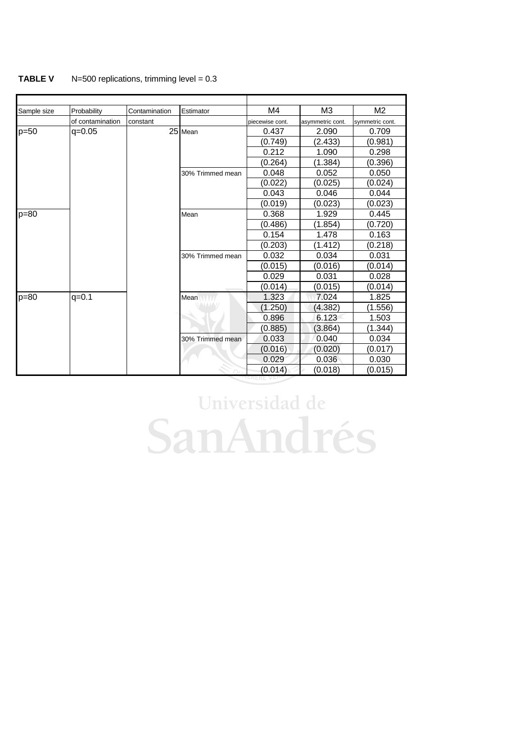**TABLE V** N=500 replications, trimming level = 0.3

| Sample size | Probability of contamination | Contamination constant | Estimator | M4 piecewise cont. | M3 asymmetric cont. | M2 symmetric cont. |
|---|---|---|---|---|---|---|
| p=50 | q=0.05 | 25 | Mean | 0.437 | 2.090 | 0.709 |
| | | | | (0.749) | (2.433) | (0.981) |
| | | | | 0.212 | 1.090 | 0.298 |
| | | | | (0.264) | (1.384) | (0.396) |
| | | | 30% Trimmed mean | 0.048 | 0.052 | 0.050 |
| | | | | (0.022) | (0.025) | (0.024) |
| | | | | 0.043 | 0.046 | 0.044 |
| | | | | (0.019) | (0.023) | (0.023) |
| p=80 | | | Mean | 0.368 | 1.929 | 0.445 |
| | | | | (0.486) | (1.854) | (0.720) |
| | | | | 0.154 | 1.478 | 0.163 |
| | | | | (0.203) | (1.412) | (0.218) |
| | | | 30% Trimmed mean | 0.032 | 0.034 | 0.031 |
| | | | | (0.015) | (0.016) | (0.014) |
| | | | | 0.029 | 0.031 | 0.028 |
| | | | | (0.014) | (0.015) | (0.014) |
| p=80 | q=0.1 | | Mean | 1.323 | 7.024 | 1.825 |
| | | | | (1.250) | (4.382) | (1.556) |
| | | | | 0.896 | 6.123 | 1.503 |
| | | | | (0.885) | (3.864) | (1.344) |
| | | | 30% Trimmed mean | 0.033 | 0.040 | 0.034 |
| | | | | (0.016) | (0.020) | (0.017) |
| | | | | 0.029 | 0.036 | 0.030 |
| | | | | (0.014) | (0.018) | (0.015) |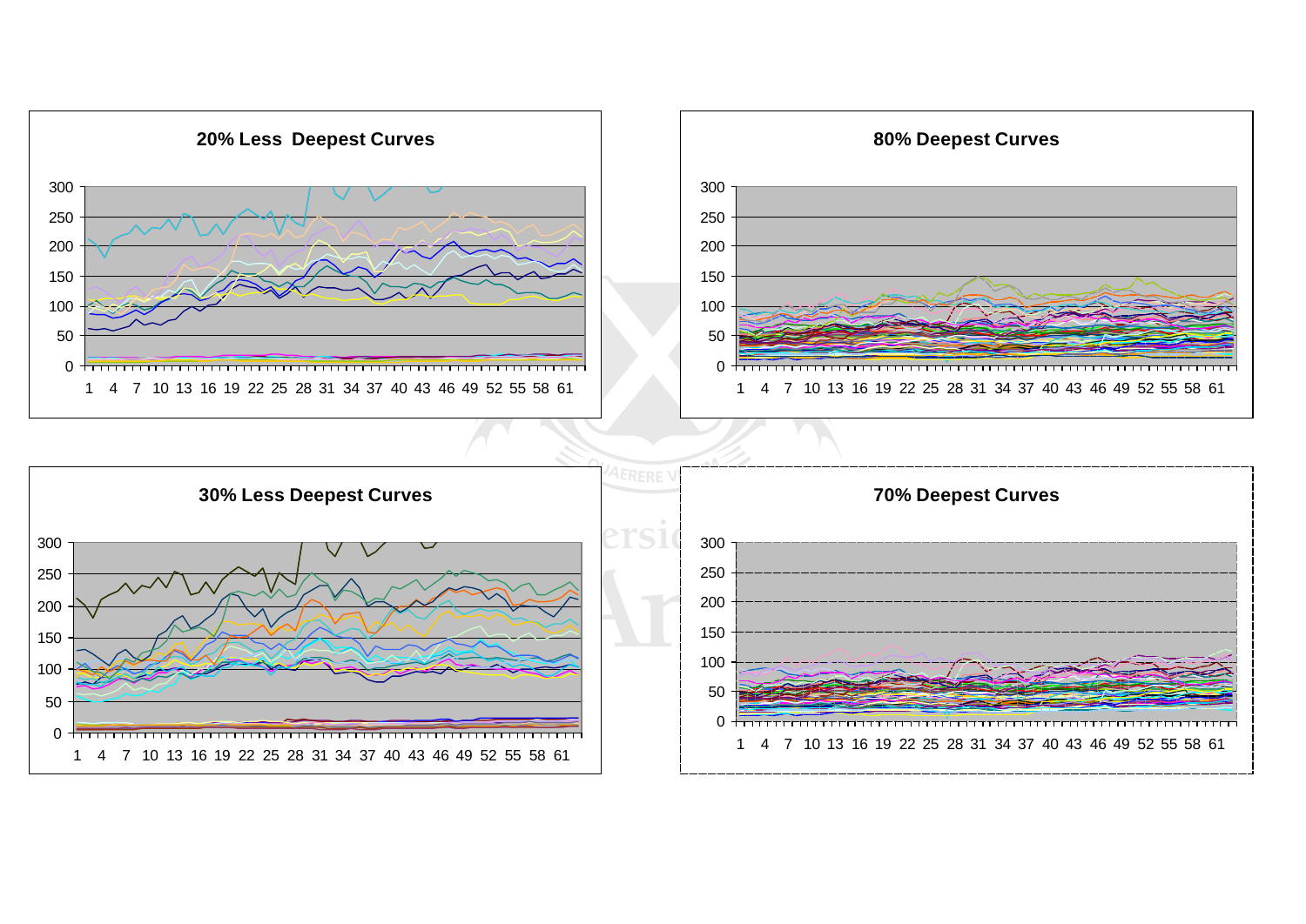**20% Less Deepest Curves**

**80% Deepest Curves**

**30% Less Deepest Curves**

**70% Deepest Curves**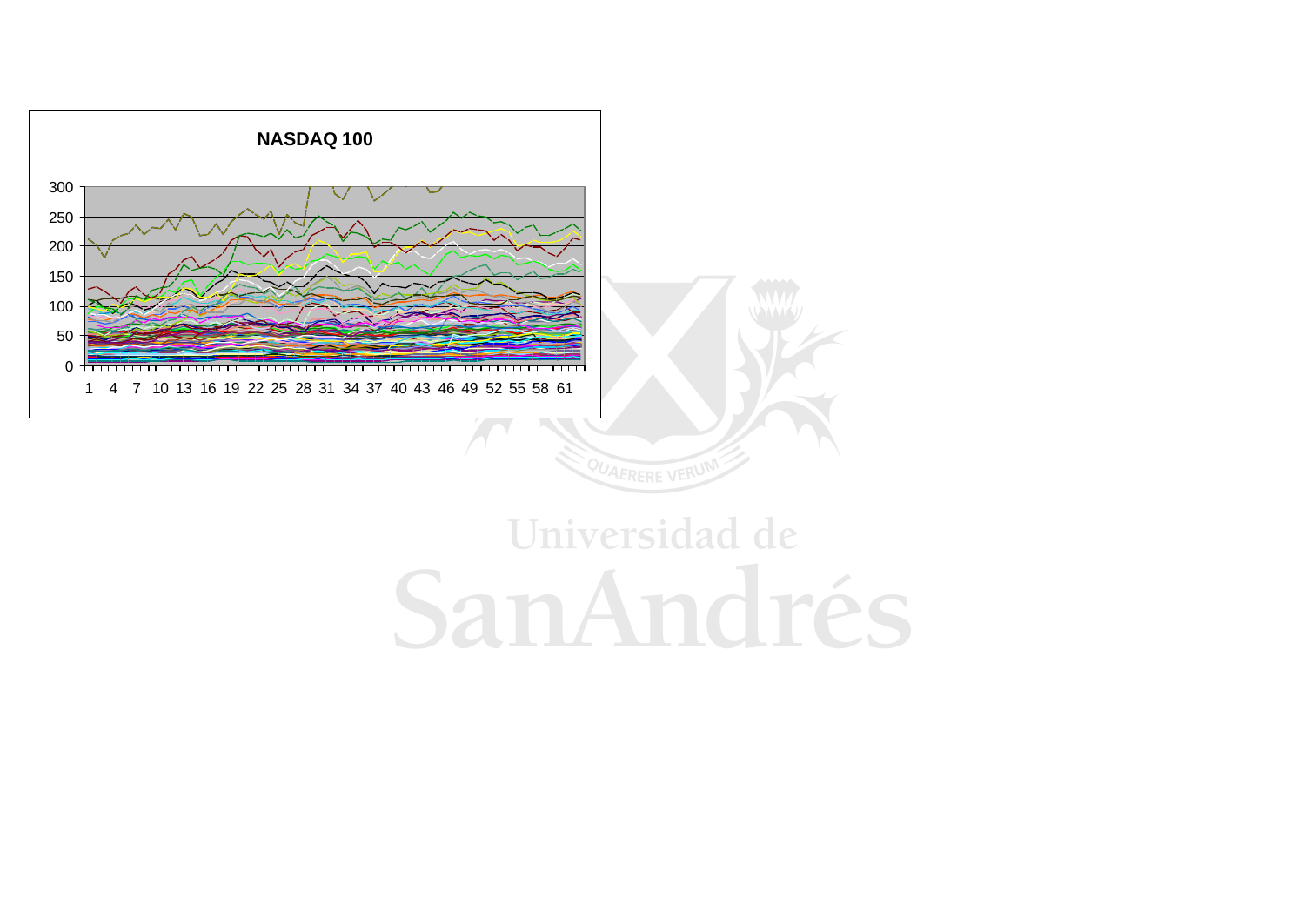NASDAQ 100

300
250
200
150
100
50
0

1 4 7 10 13 16 19 22 25 28 31 34 37 40 43 46 49 52 55 58 61